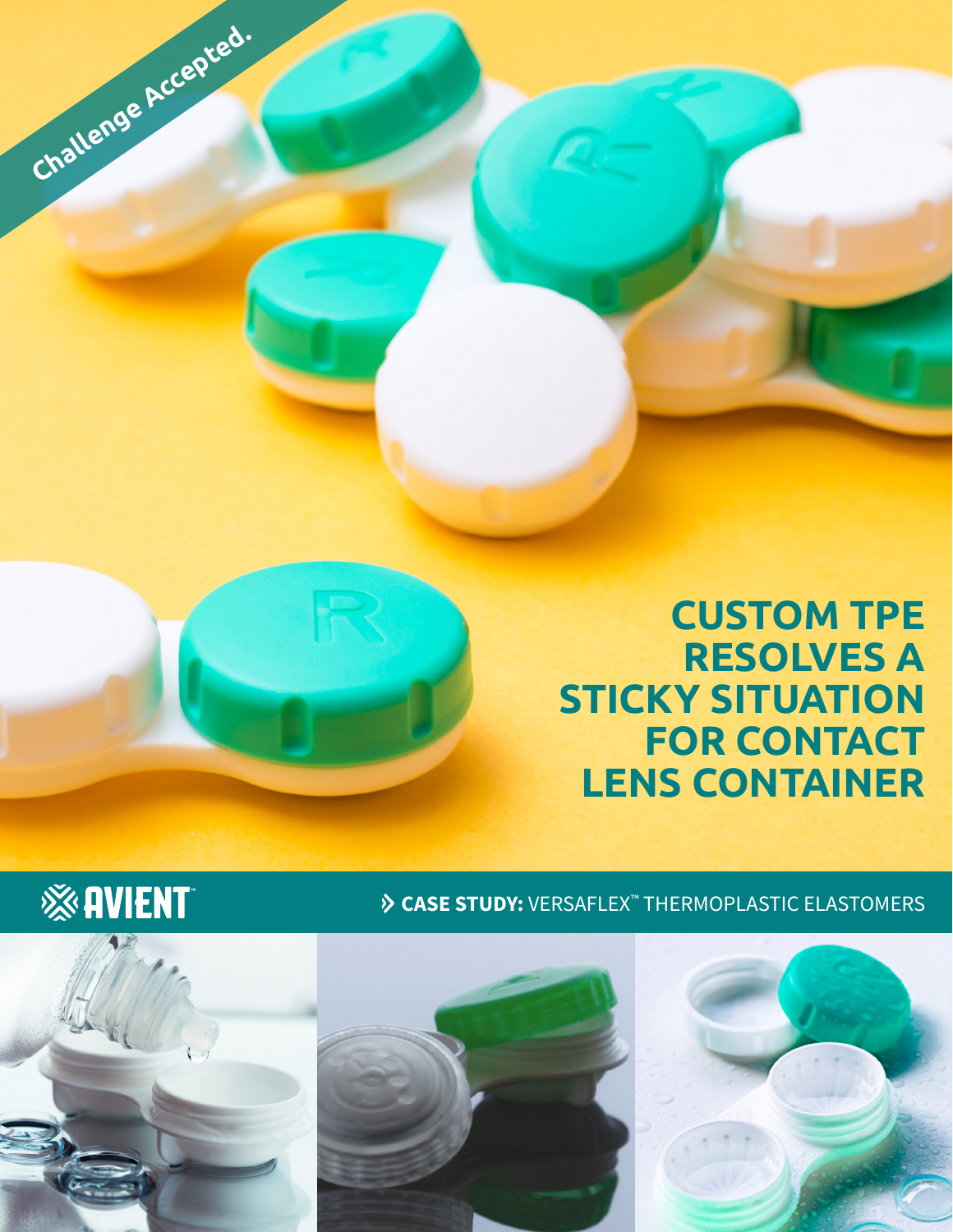Challenge Accepted.

# CUSTOM TPE RESOLVES A STICKY SITUATION FOR CONTACT LENS CONTAINER

AVIENT™

**CASE STUDY:** VERSAFLEX™ THERMOPLASTIC ELASTOMERS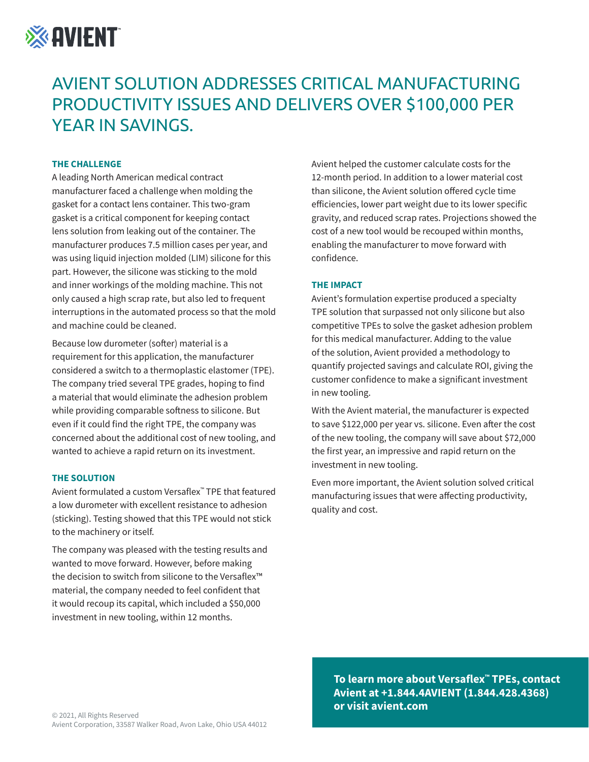# AVIENT SOLUTION ADDRESSES CRITICAL MANUFACTURING PRODUCTIVITY ISSUES AND DELIVERS OVER $100,000 PER YEAR IN SAVINGS.

## THE CHALLENGE

A leading North American medical contract manufacturer faced a challenge when molding the gasket for a contact lens container. This two-gram gasket is a critical component for keeping contact lens solution from leaking out of the container. The manufacturer produces 7.5 million cases per year, and was using liquid injection molded (LIM) silicone for this part. However, the silicone was sticking to the mold and inner workings of the molding machine. This not only caused a high scrap rate, but also led to frequent interruptions in the automated process so that the mold and machine could be cleaned.

Because low durometer (softer) material is a requirement for this application, the manufacturer considered a switch to a thermoplastic elastomer (TPE). The company tried several TPE grades, hoping to find a material that would eliminate the adhesion problem while providing comparable softness to silicone. But even if it could find the right TPE, the company was concerned about the additional cost of new tooling, and wanted to achieve a rapid return on its investment.

## THE SOLUTION

Avient formulated a custom Versaflex™ TPE that featured a low durometer with excellent resistance to adhesion (sticking). Testing showed that this TPE would not stick to the machinery or itself.

The company was pleased with the testing results and wanted to move forward. However, before making the decision to switch from silicone to the Versaflex™ material, the company needed to feel confident that it would recoup its capital, which included a $50,000 investment in new tooling, within 12 months.

Avient helped the customer calculate costs for the 12-month period. In addition to a lower material cost than silicone, the Avient solution offered cycle time efficiencies, lower part weight due to its lower specific gravity, and reduced scrap rates. Projections showed the cost of a new tool would be recouped within months, enabling the manufacturer to move forward with confidence.

## THE IMPACT

Avient's formulation expertise produced a specialty TPE solution that surpassed not only silicone but also competitive TPEs to solve the gasket adhesion problem for this medical manufacturer. Adding to the value of the solution, Avient provided a methodology to quantify projected savings and calculate ROI, giving the customer confidence to make a significant investment in new tooling.

With the Avient material, the manufacturer is expected to save $122,000 per year vs. silicone. Even after the cost of the new tooling, the company will save about $72,000 the first year, an impressive and rapid return on the investment in new tooling.

Even more important, the Avient solution solved critical manufacturing issues that were affecting productivity, quality and cost.

**To learn more about Versaflex™ TPEs, contact Avient at +1.844.4AVIENT (1.844.428.4368) or visit avient.com**

© 2021, All Rights Reserved
Avient Corporation, 33587 Walker Road, Avon Lake, Ohio USA 44012